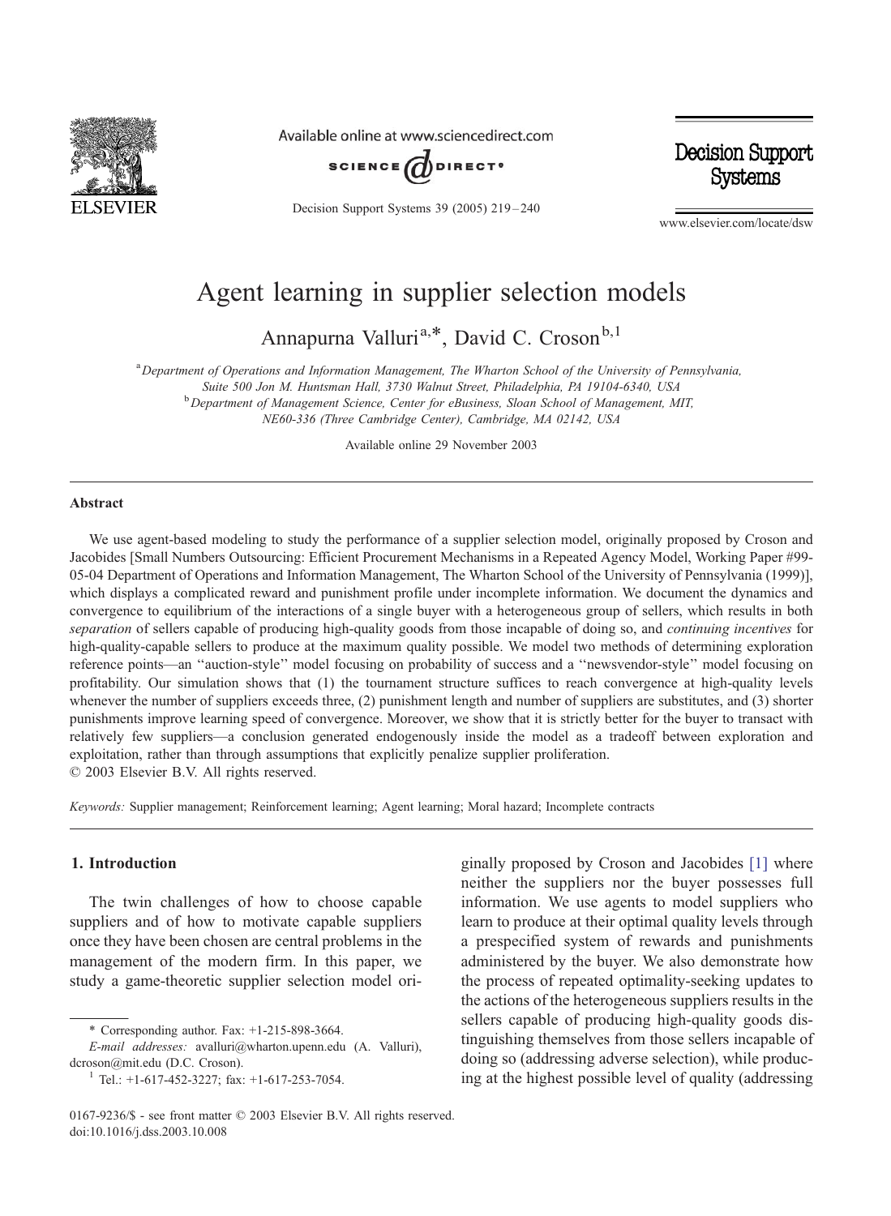# Agent learning in supplier selection models

Annapurna Valluri[a,*], David C. Croson[b,1]

[a] Department of Operations and Information Management, The Wharton School of the University of Pennsylvania, Suite 500 Jon M. Huntsman Hall, 3730 Walnut Street, Philadelphia, PA 19104-6340, USA

[b] Department of Management Science, Center for eBusiness, Sloan School of Management, MIT, NE60-336 (Three Cambridge Center), Cambridge, MA 02142, USA

Available online 29 November 2003

## Abstract

We use agent-based modeling to study the performance of a supplier selection model, originally proposed by Croson and Jacobides [Small Numbers Outsourcing: Efficient Procurement Mechanisms in a Repeated Agency Model, Working Paper #99-05-04 Department of Operations and Information Management, The Wharton School of the University of Pennsylvania (1999)], which displays a complicated reward and punishment profile under incomplete information. We document the dynamics and convergence to equilibrium of the interactions of a single buyer with a heterogeneous group of sellers, which results in both *separation* of sellers capable of producing high-quality goods from those incapable of doing so, and *continuing incentives* for high-quality-capable sellers to produce at the maximum quality possible. We model two methods of determining exploration reference points—an ''auction-style'' model focusing on probability of success and a ''newsvendor-style'' model focusing on profitability. Our simulation shows that (1) the tournament structure suffices to reach convergence at high-quality levels whenever the number of suppliers exceeds three, (2) punishment length and number of suppliers are substitutes, and (3) shorter punishments improve learning speed of convergence. Moreover, we show that it is strictly better for the buyer to transact with relatively few suppliers—a conclusion generated endogenously inside the model as a tradeoff between exploration and exploitation, rather than through assumptions that explicitly penalize supplier proliferation.

© 2003 Elsevier B.V. All rights reserved.

*Keywords:* Supplier management; Reinforcement learning; Agent learning; Moral hazard; Incomplete contracts

## 1. Introduction

The twin challenges of how to choose capable suppliers and of how to motivate capable suppliers once they have been chosen are central problems in the management of the modern firm. In this paper, we study a game-theoretic supplier selection model originally proposed by Croson and Jacobides [1] where neither the suppliers nor the buyer possesses full information. We use agents to model suppliers who learn to produce at their optimal quality levels through a prespecified system of rewards and punishments administered by the buyer. We also demonstrate how the process of repeated optimality-seeking updates to the actions of the heterogeneous suppliers results in the sellers capable of producing high-quality goods distinguishing themselves from those sellers incapable of doing so (addressing adverse selection), while producing at the highest possible level of quality (addressing

---

* Corresponding author. Fax: +1-215-898-3664.

*E-mail addresses:* avalluri@wharton.upenn.edu (A. Valluri), dcroson@mit.edu (D.C. Croson).

[1] Tel.: +1-617-452-3227; fax: +1-617-253-7054.

0167-9236/$ - see front matter © 2003 Elsevier B.V. All rights reserved.
doi:10.1016/j.dss.2003.10.008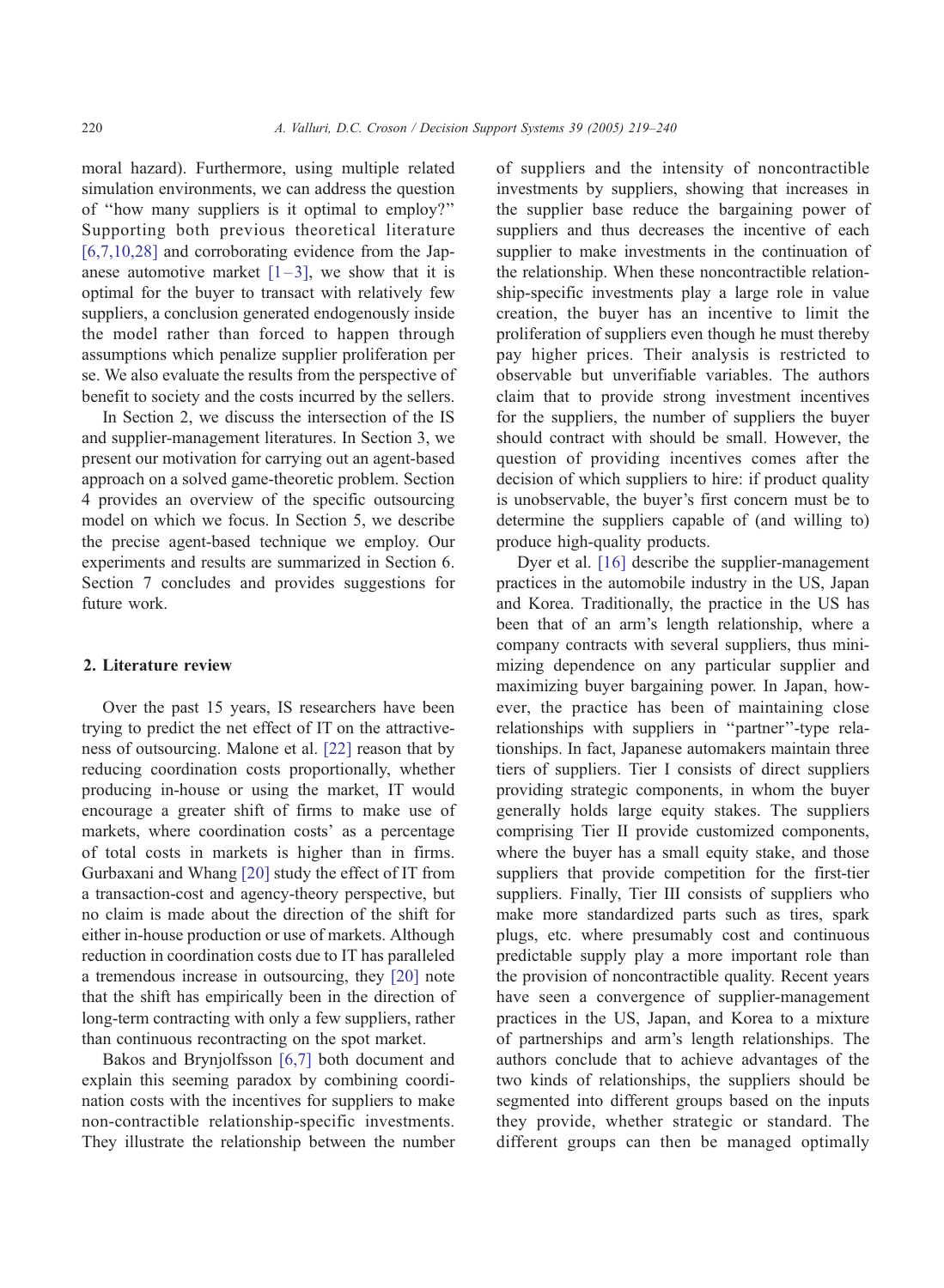moral hazard). Furthermore, using multiple related simulation environments, we can address the question of "how many suppliers is it optimal to employ?" Supporting both previous theoretical literature [6,7,10,28] and corroborating evidence from the Japanese automotive market [1–3], we show that it is optimal for the buyer to transact with relatively few suppliers, a conclusion generated endogenously inside the model rather than forced to happen through assumptions which penalize supplier proliferation per se. We also evaluate the results from the perspective of benefit to society and the costs incurred by the sellers.

In Section 2, we discuss the intersection of the IS and supplier-management literatures. In Section 3, we present our motivation for carrying out an agent-based approach on a solved game-theoretic problem. Section 4 provides an overview of the specific outsourcing model on which we focus. In Section 5, we describe the precise agent-based technique we employ. Our experiments and results are summarized in Section 6. Section 7 concludes and provides suggestions for future work.

## 2. Literature review

Over the past 15 years, IS researchers have been trying to predict the net effect of IT on the attractiveness of outsourcing. Malone et al. [22] reason that by reducing coordination costs proportionally, whether producing in-house or using the market, IT would encourage a greater shift of firms to make use of markets, where coordination costs' as a percentage of total costs in markets is higher than in firms. Gurbaxani and Whang [20] study the effect of IT from a transaction-cost and agency-theory perspective, but no claim is made about the direction of the shift for either in-house production or use of markets. Although reduction in coordination costs due to IT has paralleled a tremendous increase in outsourcing, they [20] note that the shift has empirically been in the direction of long-term contracting with only a few suppliers, rather than continuous recontracting on the spot market.

Bakos and Brynjolfsson [6,7] both document and explain this seeming paradox by combining coordination costs with the incentives for suppliers to make non-contractible relationship-specific investments. They illustrate the relationship between the number of suppliers and the intensity of noncontractible investments by suppliers, showing that increases in the supplier base reduce the bargaining power of suppliers and thus decreases the incentive of each supplier to make investments in the continuation of the relationship. When these noncontractible relationship-specific investments play a large role in value creation, the buyer has an incentive to limit the proliferation of suppliers even though he must thereby pay higher prices. Their analysis is restricted to observable but unverifiable variables. The authors claim that to provide strong investment incentives for the suppliers, the number of suppliers the buyer should contract with should be small. However, the question of providing incentives comes after the decision of which suppliers to hire: if product quality is unobservable, the buyer's first concern must be to determine the suppliers capable of (and willing to) produce high-quality products.

Dyer et al. [16] describe the supplier-management practices in the automobile industry in the US, Japan and Korea. Traditionally, the practice in the US has been that of an arm's length relationship, where a company contracts with several suppliers, thus minimizing dependence on any particular supplier and maximizing buyer bargaining power. In Japan, however, the practice has been of maintaining close relationships with suppliers in "partner"-type relationships. In fact, Japanese automakers maintain three tiers of suppliers. Tier I consists of direct suppliers providing strategic components, in whom the buyer generally holds large equity stakes. The suppliers comprising Tier II provide customized components, where the buyer has a small equity stake, and those suppliers that provide competition for the first-tier suppliers. Finally, Tier III consists of suppliers who make more standardized parts such as tires, spark plugs, etc. where presumably cost and continuous predictable supply play a more important role than the provision of noncontractible quality. Recent years have seen a convergence of supplier-management practices in the US, Japan, and Korea to a mixture of partnerships and arm's length relationships. The authors conclude that to achieve advantages of the two kinds of relationships, the suppliers should be segmented into different groups based on the inputs they provide, whether strategic or standard. The different groups can then be managed optimally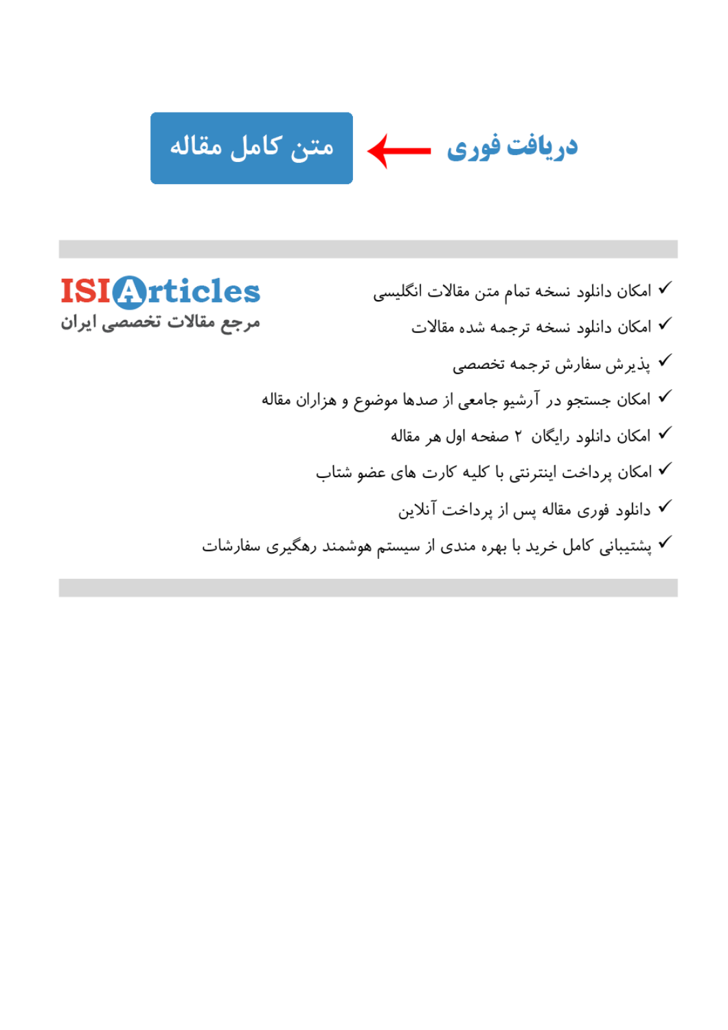**دریافت فوری** ← **متن کامل مقاله**

**ISIArticles**
مرجع مقالات تخصصی ایران

- ✓ امکان دانلود نسخه تمام متن مقالات انگلیسی
- ✓ امکان دانلود نسخه ترجمه شده مقالات
- ✓ پذیرش سفارش ترجمه تخصصی
- ✓ امکان جستجو در آرشیو جامعی از صدها موضوع و هزاران مقاله
- ✓ امکان دانلود رایگان ۲ صفحه اول هر مقاله
- ✓ امکان پرداخت اینترنتی با کلیه کارت های عضو شتاب
- ✓ دانلود فوری مقاله پس از پرداخت آنلاین
- ✓ پشتیبانی کامل خرید با بهره مندی از سیستم هوشمند رهگیری سفارشات